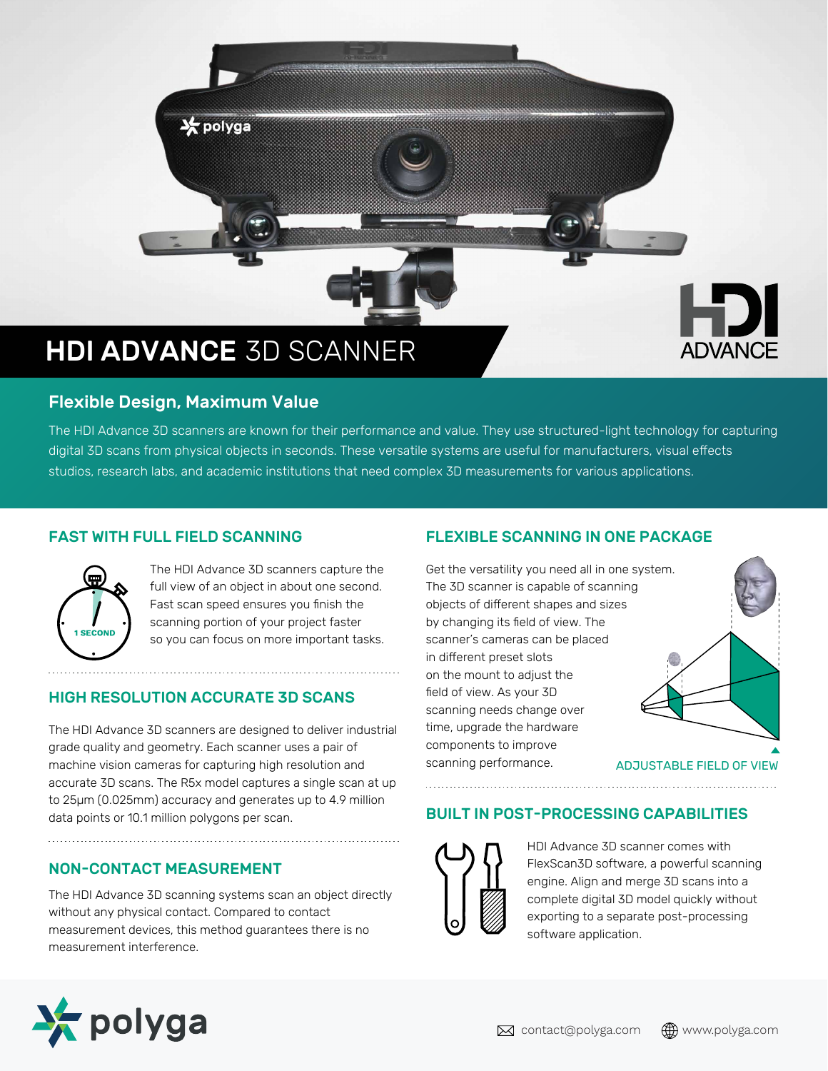# HDI ADVANCE 3D SCANNER

## Flexible Design, Maximum Value

The HDI Advance 3D scanners are known for their performance and value. They use structured-light technology for capturing digital 3D scans from physical objects in seconds. These versatile systems are useful for manufacturers, visual effects studios, research labs, and academic institutions that need complex 3D measurements for various applications.

### FAST WITH FULL FIELD SCANNING

1 SECOND

The HDI Advance 3D scanners capture the full view of an object in about one second. Fast scan speed ensures you finish the scanning portion of your project faster so you can focus on more important tasks.

### HIGH RESOLUTION ACCURATE 3D SCANS

The HDI Advance 3D scanners are designed to deliver industrial grade quality and geometry. Each scanner uses a pair of machine vision cameras for capturing high resolution and accurate 3D scans. The R5x model captures a single scan at up to 25μm (0.025mm) accuracy and generates up to 4.9 million data points or 10.1 million polygons per scan.

### NON-CONTACT MEASUREMENT

The HDI Advance 3D scanning systems scan an object directly without any physical contact. Compared to contact measurement devices, this method guarantees there is no measurement interference.

### FLEXIBLE SCANNING IN ONE PACKAGE

Get the versatility you need all in one system. The 3D scanner is capable of scanning objects of different shapes and sizes by changing its field of view. The scanner's cameras can be placed in different preset slots on the mount to adjust the field of view. As your 3D scanning needs change over time, upgrade the hardware components to improve scanning performance.

ADJUSTABLE FIELD OF VIEW

### BUILT IN POST-PROCESSING CAPABILITIES

HDI Advance 3D scanner comes with FlexScan3D software, a powerful scanning engine. Align and merge 3D scans into a complete digital 3D model quickly without exporting to a separate post-processing software application.

polyga

contact@polyga.com www.polyga.com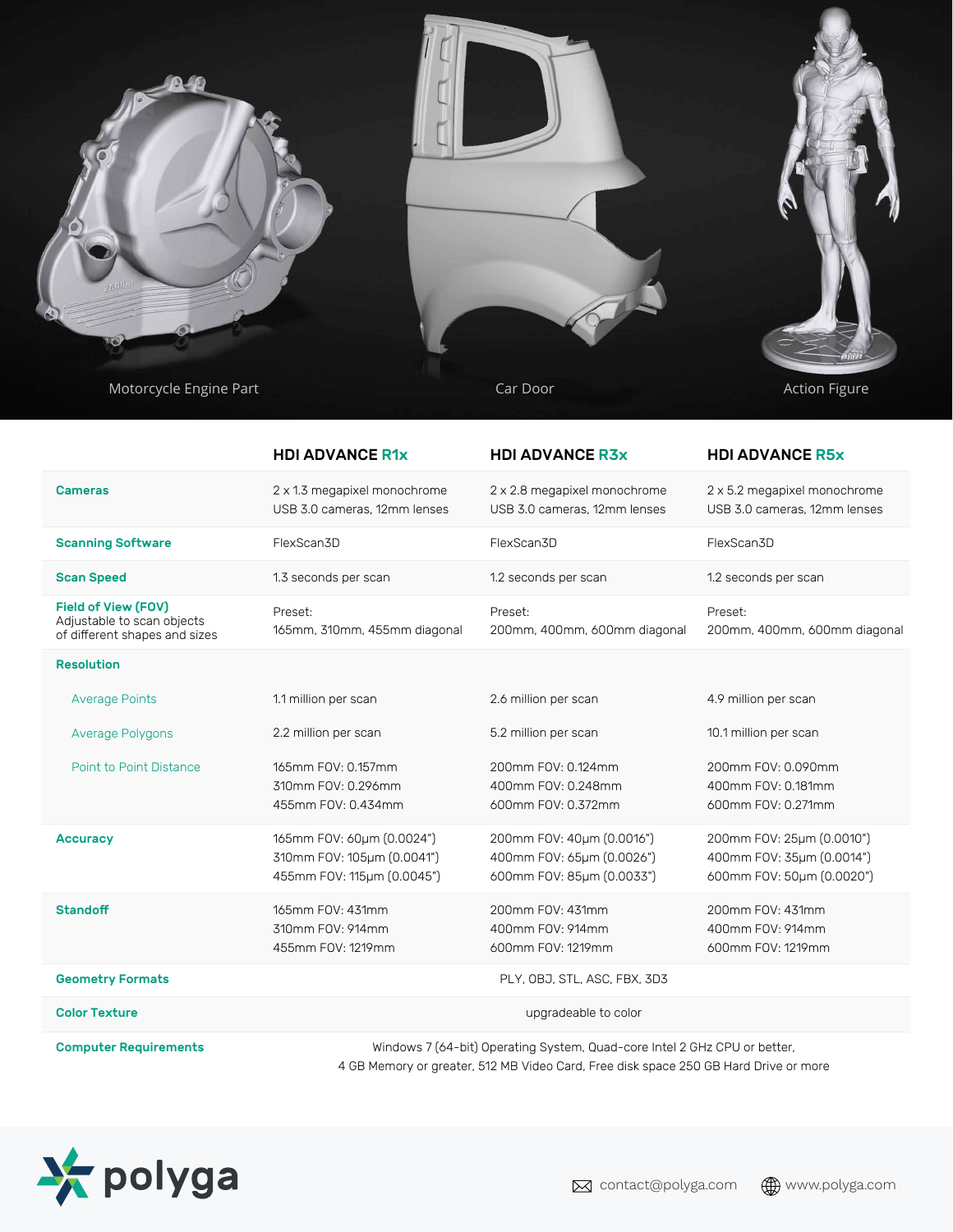Motorcycle Engine Part

Car Door

Action Figure

| | HDI ADVANCE R1x | HDI ADVANCE R3x | HDI ADVANCE R5x |
|---|---|---|---|
| **Cameras** | 2 x 1.3 megapixel monochrome USB 3.0 cameras, 12mm lenses | 2 x 2.8 megapixel monochrome USB 3.0 cameras, 12mm lenses | 2 x 5.2 megapixel monochrome USB 3.0 cameras, 12mm lenses |
| **Scanning Software** | FlexScan3D | FlexScan3D | FlexScan3D |
| **Scan Speed** | 1.3 seconds per scan | 1.2 seconds per scan | 1.2 seconds per scan |
| **Field of View (FOV)** Adjustable to scan objects of different shapes and sizes | Preset: 165mm, 310mm, 455mm diagonal | Preset: 200mm, 400mm, 600mm diagonal | Preset: 200mm, 400mm, 600mm diagonal |
| **Resolution** | | | |
| Average Points | 1.1 million per scan | 2.6 million per scan | 4.9 million per scan |
| Average Polygons | 2.2 million per scan | 5.2 million per scan | 10.1 million per scan |
| Point to Point Distance | 165mm FOV: 0.157mm<br>310mm FOV: 0.296mm<br>455mm FOV: 0.434mm | 200mm FOV: 0.124mm<br>400mm FOV: 0.248mm<br>600mm FOV: 0.372mm | 200mm FOV: 0.090mm<br>400mm FOV: 0.181mm<br>600mm FOV: 0.271mm |
| **Accuracy** | 165mm FOV: 60µm (0.0024")<br>310mm FOV: 105µm (0.0041")<br>455mm FOV: 115µm (0.0045") | 200mm FOV: 40µm (0.0016")<br>400mm FOV: 65µm (0.0026")<br>600mm FOV: 85µm (0.0033") | 200mm FOV: 25µm (0.0010")<br>400mm FOV: 35µm (0.0014")<br>600mm FOV: 50µm (0.0020") |
| **Standoff** | 165mm FOV: 431mm<br>310mm FOV: 914mm<br>455mm FOV: 1219mm | 200mm FOV: 431mm<br>400mm FOV: 914mm<br>600mm FOV: 1219mm | 200mm FOV: 431mm<br>400mm FOV: 914mm<br>600mm FOV: 1219mm |
| **Geometry Formats** | PLY, OBJ, STL, ASC, FBX, 3D3 | | |
| **Color Texture** | upgradeable to color | | |
| **Computer Requirements** | Windows 7 (64-bit) Operating System, Quad-core Intel 2 GHz CPU or better, 4 GB Memory or greater, 512 MB Video Card, Free disk space 250 GB Hard Drive or more | | |

polyga

contact@polyga.com www.polyga.com